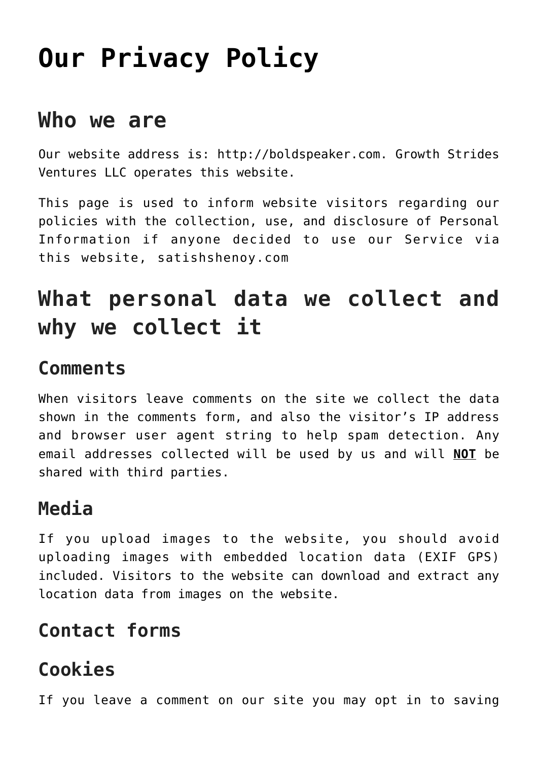# Our Privacy Policy

## Who we are

Our website address is: http://boldspeaker.com. Growth Strides Ventures LLC operates this website.

This page is used to inform website visitors regarding our policies with the collection, use, and disclosure of Personal Information if anyone decided to use our Service via this website, satishshenoy.com

## What personal data we collect and why we collect it

### Comments

When visitors leave comments on the site we collect the data shown in the comments form, and also the visitor's IP address and browser user agent string to help spam detection. Any email addresses collected will be used by us and will **NOT** be shared with third parties.

### Media

If you upload images to the website, you should avoid uploading images with embedded location data (EXIF GPS) included. Visitors to the website can download and extract any location data from images on the website.

### Contact forms

### Cookies

If you leave a comment on our site you may opt in to saving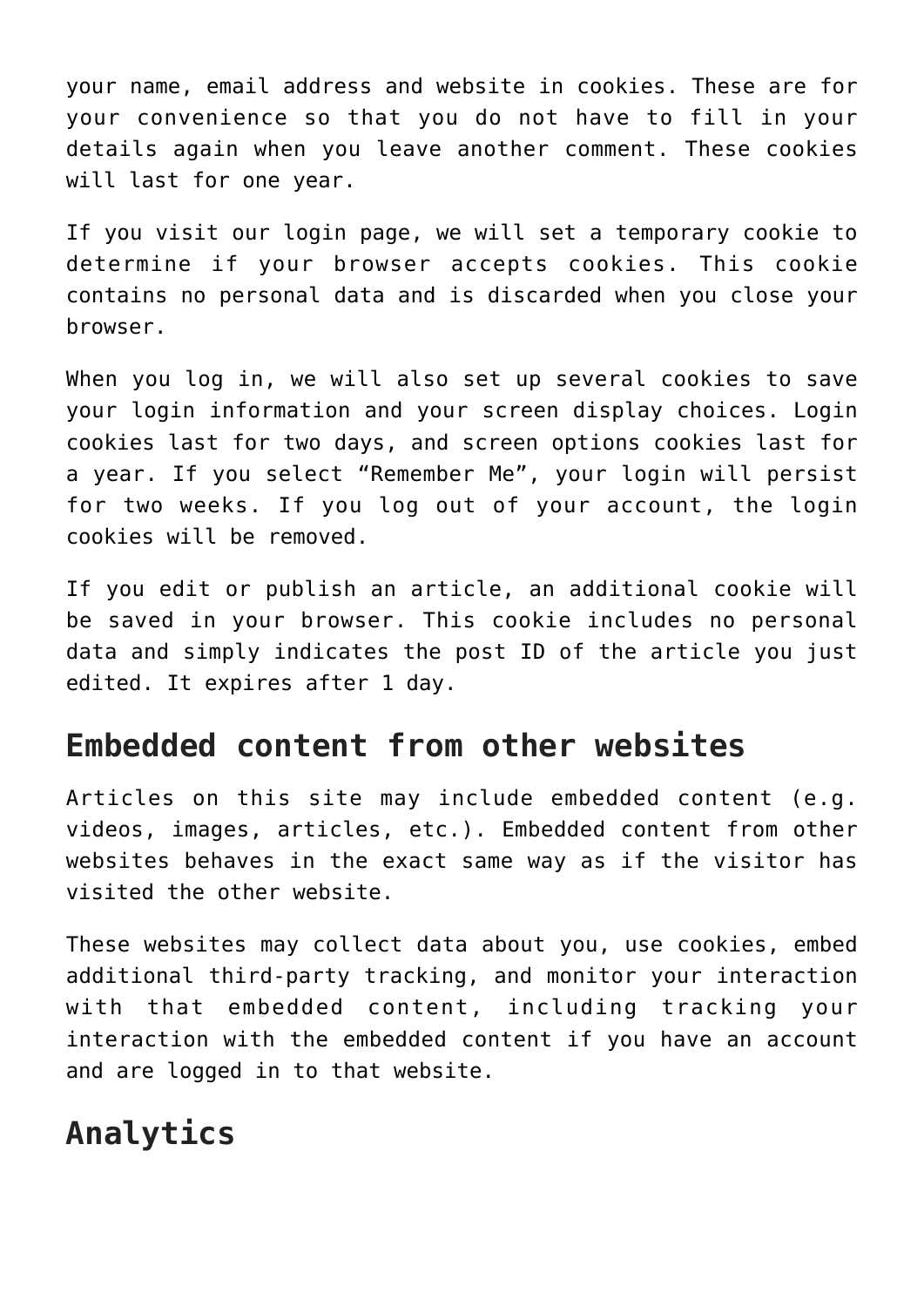your name, email address and website in cookies. These are for your convenience so that you do not have to fill in your details again when you leave another comment. These cookies will last for one year.

If you visit our login page, we will set a temporary cookie to determine if your browser accepts cookies. This cookie contains no personal data and is discarded when you close your browser.

When you log in, we will also set up several cookies to save your login information and your screen display choices. Login cookies last for two days, and screen options cookies last for a year. If you select "Remember Me", your login will persist for two weeks. If you log out of your account, the login cookies will be removed.

If you edit or publish an article, an additional cookie will be saved in your browser. This cookie includes no personal data and simply indicates the post ID of the article you just edited. It expires after 1 day.

## Embedded content from other websites

Articles on this site may include embedded content (e.g. videos, images, articles, etc.). Embedded content from other websites behaves in the exact same way as if the visitor has visited the other website.

These websites may collect data about you, use cookies, embed additional third-party tracking, and monitor your interaction with that embedded content, including tracking your interaction with the embedded content if you have an account and are logged in to that website.

## Analytics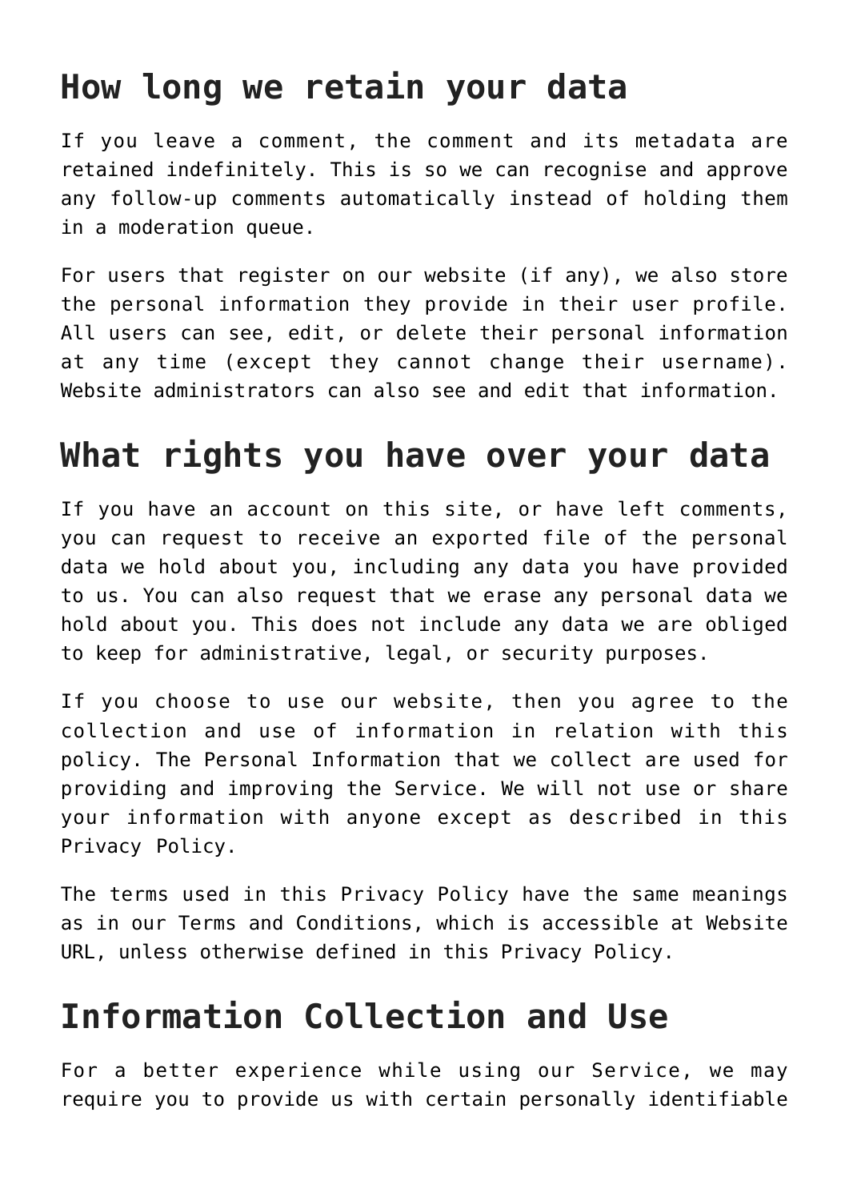## How long we retain your data

If you leave a comment, the comment and its metadata are retained indefinitely. This is so we can recognise and approve any follow-up comments automatically instead of holding them in a moderation queue.

For users that register on our website (if any), we also store the personal information they provide in their user profile. All users can see, edit, or delete their personal information at any time (except they cannot change their username). Website administrators can also see and edit that information.

## What rights you have over your data

If you have an account on this site, or have left comments, you can request to receive an exported file of the personal data we hold about you, including any data you have provided to us. You can also request that we erase any personal data we hold about you. This does not include any data we are obliged to keep for administrative, legal, or security purposes.

If you choose to use our website, then you agree to the collection and use of information in relation with this policy. The Personal Information that we collect are used for providing and improving the Service. We will not use or share your information with anyone except as described in this Privacy Policy.

The terms used in this Privacy Policy have the same meanings as in our Terms and Conditions, which is accessible at Website URL, unless otherwise defined in this Privacy Policy.

## Information Collection and Use

For a better experience while using our Service, we may require you to provide us with certain personally identifiable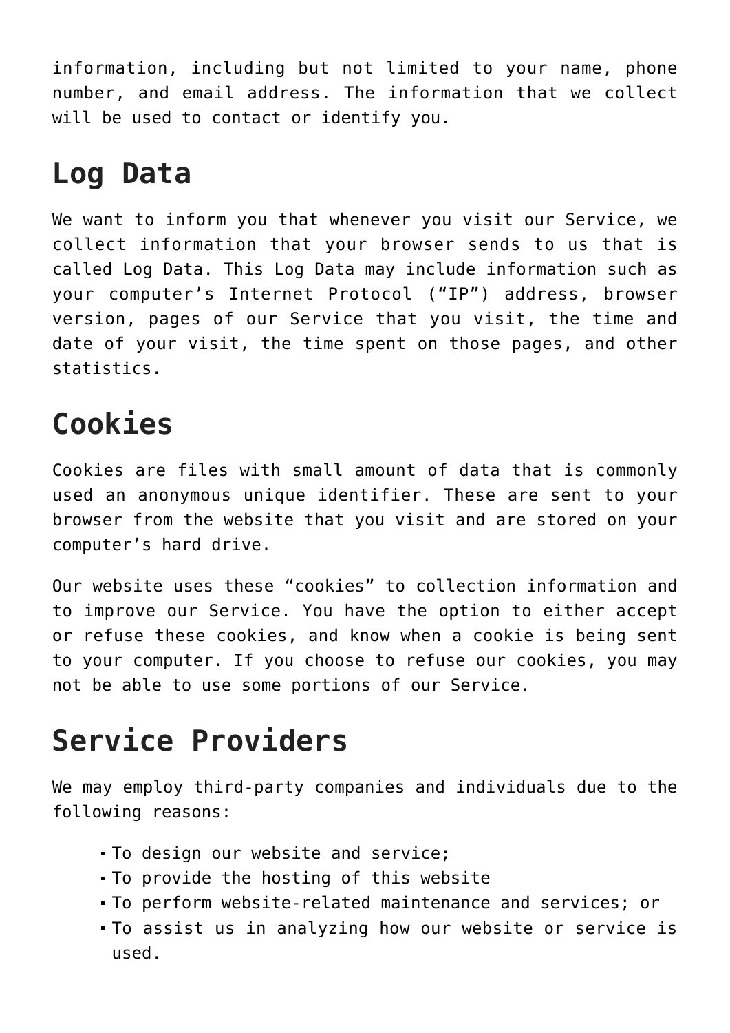information, including but not limited to your name, phone number, and email address. The information that we collect will be used to contact or identify you.

## Log Data

We want to inform you that whenever you visit our Service, we collect information that your browser sends to us that is called Log Data. This Log Data may include information such as your computer's Internet Protocol ("IP") address, browser version, pages of our Service that you visit, the time and date of your visit, the time spent on those pages, and other statistics.

## Cookies

Cookies are files with small amount of data that is commonly used an anonymous unique identifier. These are sent to your browser from the website that you visit and are stored on your computer's hard drive.

Our website uses these "cookies" to collection information and to improve our Service. You have the option to either accept or refuse these cookies, and know when a cookie is being sent to your computer. If you choose to refuse our cookies, you may not be able to use some portions of our Service.

## Service Providers

We may employ third-party companies and individuals due to the following reasons:

- To design our website and service;
- To provide the hosting of this website
- To perform website-related maintenance and services; or
- To assist us in analyzing how our website or service is used.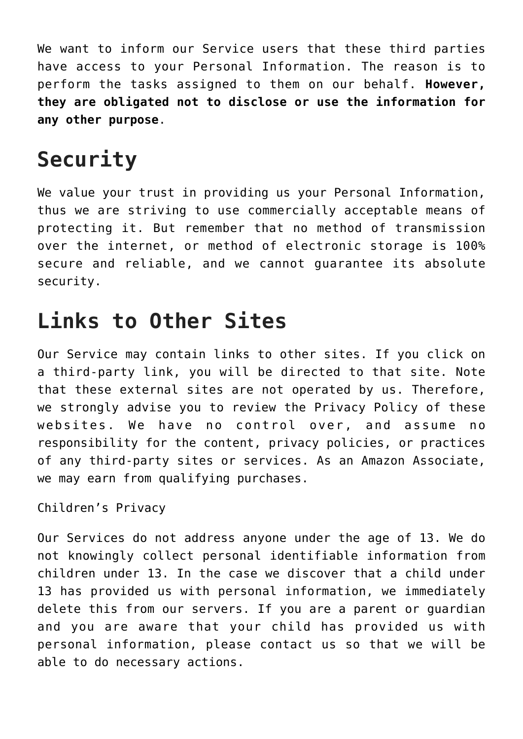We want to inform our Service users that these third parties have access to your Personal Information. The reason is to perform the tasks assigned to them on our behalf. **However, they are obligated not to disclose or use the information for any other purpose**.

## Security

We value your trust in providing us your Personal Information, thus we are striving to use commercially acceptable means of protecting it. But remember that no method of transmission over the internet, or method of electronic storage is 100% secure and reliable, and we cannot guarantee its absolute security.

## Links to Other Sites

Our Service may contain links to other sites. If you click on a third-party link, you will be directed to that site. Note that these external sites are not operated by us. Therefore, we strongly advise you to review the Privacy Policy of these websites. We have no control over, and assume no responsibility for the content, privacy policies, or practices of any third-party sites or services. As an Amazon Associate, we may earn from qualifying purchases.

Children's Privacy

Our Services do not address anyone under the age of 13. We do not knowingly collect personal identifiable information from children under 13. In the case we discover that a child under 13 has provided us with personal information, we immediately delete this from our servers. If you are a parent or guardian and you are aware that your child has provided us with personal information, please contact us so that we will be able to do necessary actions.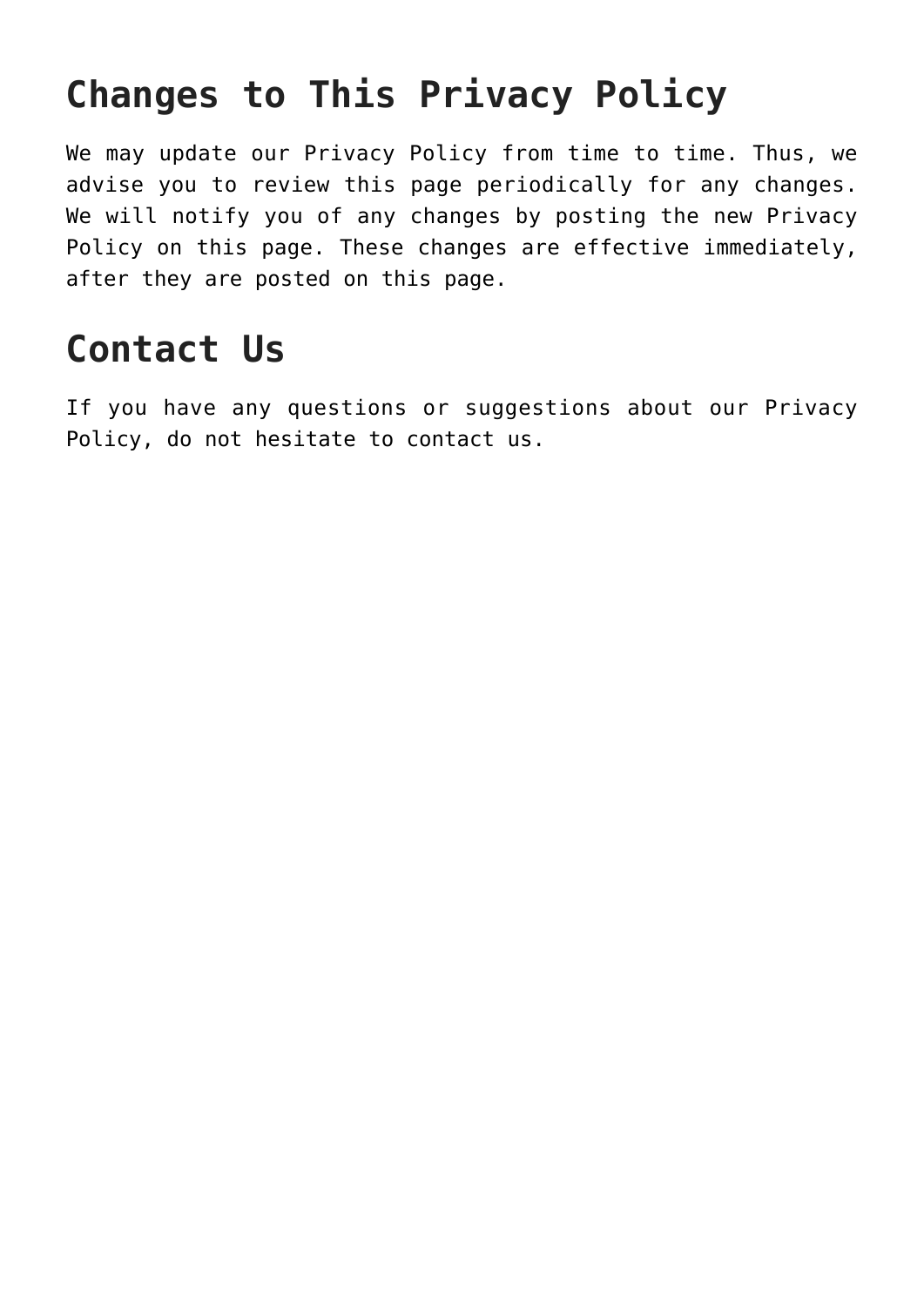## Changes to This Privacy Policy

We may update our Privacy Policy from time to time. Thus, we advise you to review this page periodically for any changes. We will notify you of any changes by posting the new Privacy Policy on this page. These changes are effective immediately, after they are posted on this page.

## Contact Us

If you have any questions or suggestions about our Privacy Policy, do not hesitate to contact us.